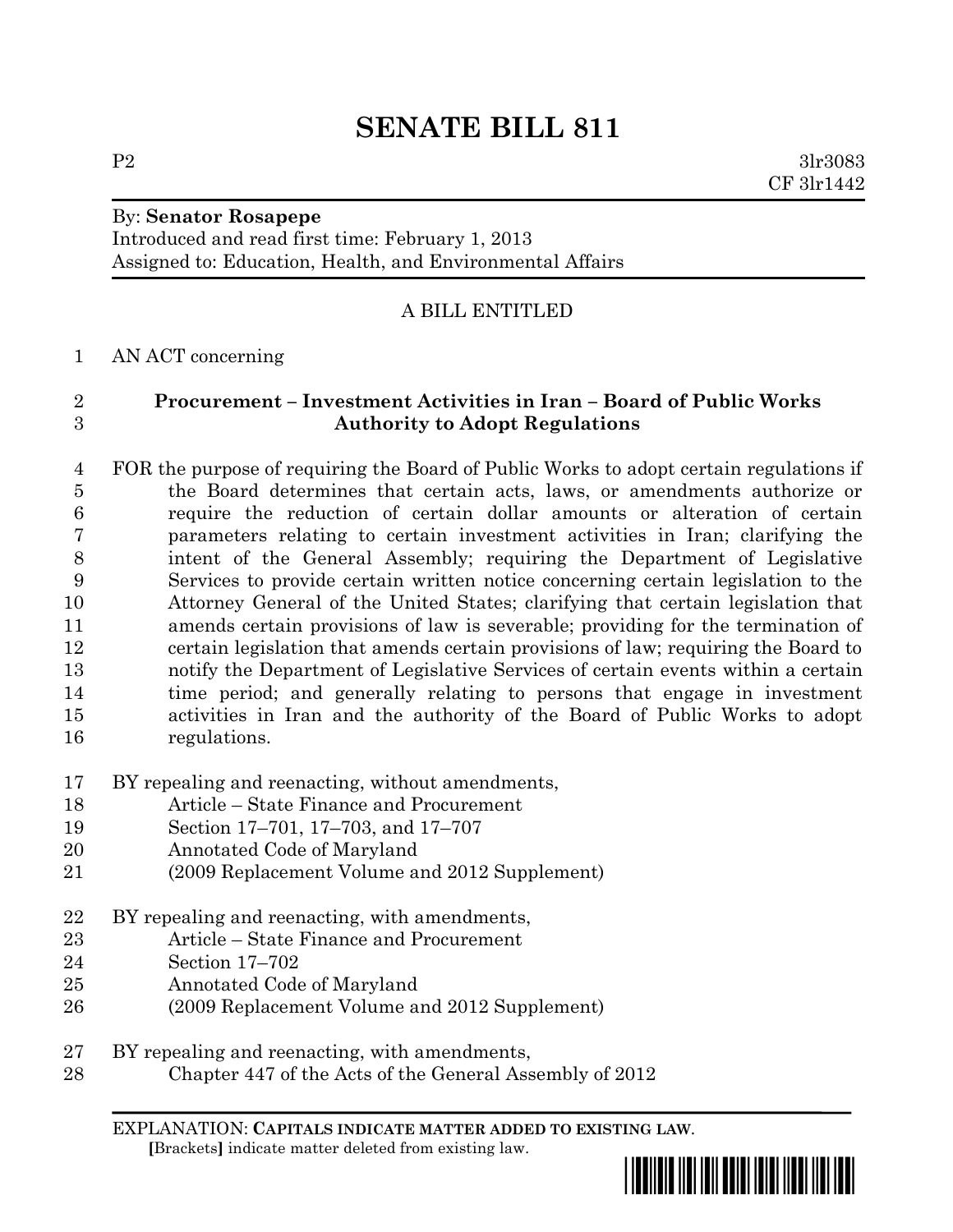# SENATE BILL 811

P2 3lr3083
CF 3lr1442

By: **Senator Rosapepe**
Introduced and read first time: February 1, 2013
Assigned to: Education, Health, and Environmental Affairs

A BILL ENTITLED

AN ACT concerning

**Procurement – Investment Activities in Iran – Board of Public Works Authority to Adopt Regulations**

FOR the purpose of requiring the Board of Public Works to adopt certain regulations if the Board determines that certain acts, laws, or amendments authorize or require the reduction of certain dollar amounts or alteration of certain parameters relating to certain investment activities in Iran; clarifying the intent of the General Assembly; requiring the Department of Legislative Services to provide certain written notice concerning certain legislation to the Attorney General of the United States; clarifying that certain legislation that amends certain provisions of law is severable; providing for the termination of certain legislation that amends certain provisions of law; requiring the Board to notify the Department of Legislative Services of certain events within a certain time period; and generally relating to persons that engage in investment activities in Iran and the authority of the Board of Public Works to adopt regulations.

BY repealing and reenacting, without amendments,
Article – State Finance and Procurement
Section 17–701, 17–703, and 17–707
Annotated Code of Maryland
(2009 Replacement Volume and 2012 Supplement)

BY repealing and reenacting, with amendments,
Article – State Finance and Procurement
Section 17–702
Annotated Code of Maryland
(2009 Replacement Volume and 2012 Supplement)

BY repealing and reenacting, with amendments,
Chapter 447 of the Acts of the General Assembly of 2012

EXPLANATION: **CAPITALS INDICATE MATTER ADDED TO EXISTING LAW.**
[Brackets] indicate matter deleted from existing law.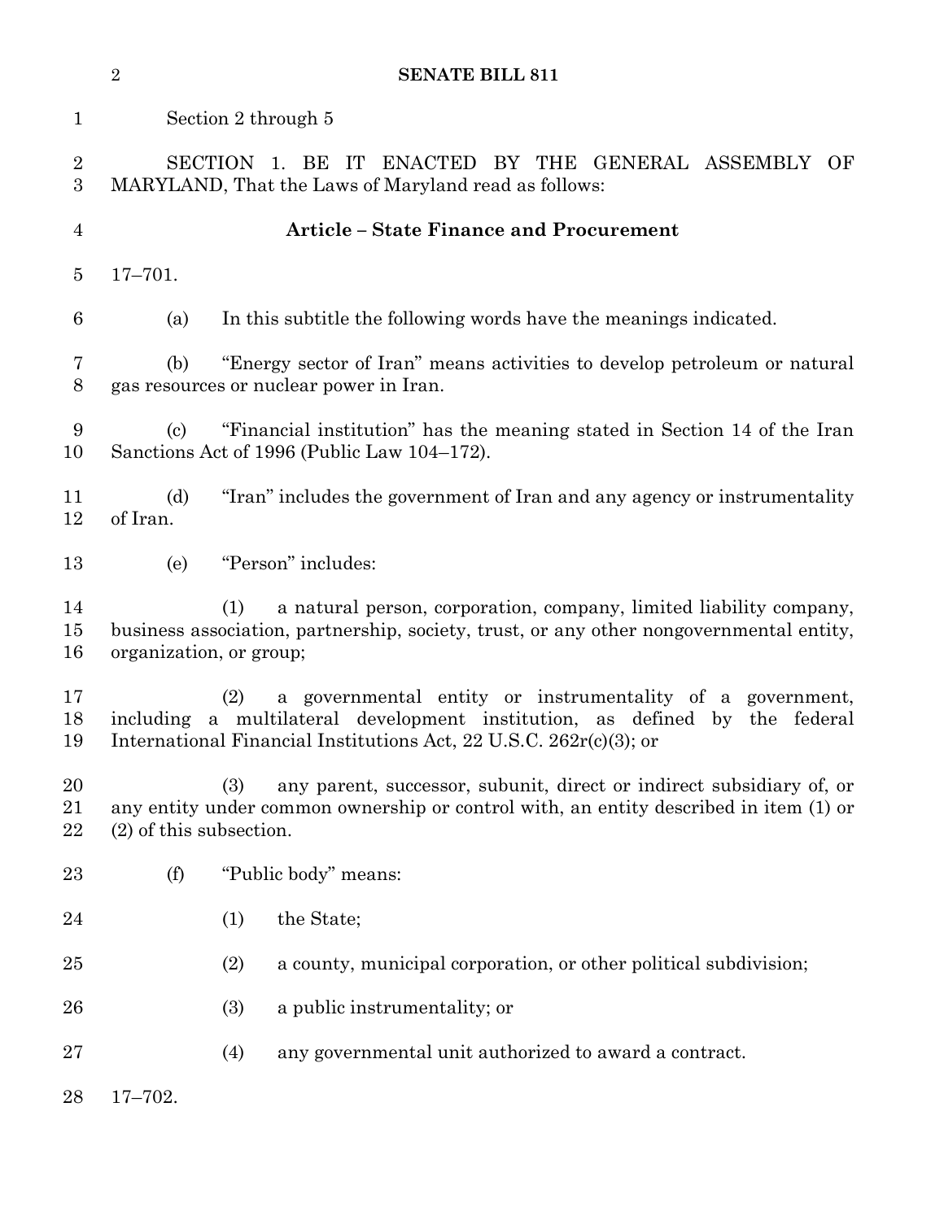Section 2 through 5

SECTION 1. BE IT ENACTED BY THE GENERAL ASSEMBLY OF MARYLAND, That the Laws of Maryland read as follows:

**Article – State Finance and Procurement**

17–701.

(a) In this subtitle the following words have the meanings indicated.

(b) "Energy sector of Iran" means activities to develop petroleum or natural gas resources or nuclear power in Iran.

(c) "Financial institution" has the meaning stated in Section 14 of the Iran Sanctions Act of 1996 (Public Law 104–172).

(d) "Iran" includes the government of Iran and any agency or instrumentality of Iran.

(e) "Person" includes:

(1) a natural person, corporation, company, limited liability company, business association, partnership, society, trust, or any other nongovernmental entity, organization, or group;

(2) a governmental entity or instrumentality of a government, including a multilateral development institution, as defined by the federal International Financial Institutions Act, 22 U.S.C. 262r(c)(3); or

(3) any parent, successor, subunit, direct or indirect subsidiary of, or any entity under common ownership or control with, an entity described in item (1) or (2) of this subsection.

(f) "Public body" means:

(1) the State;

(2) a county, municipal corporation, or other political subdivision;

(3) a public instrumentality; or

(4) any governmental unit authorized to award a contract.

17–702.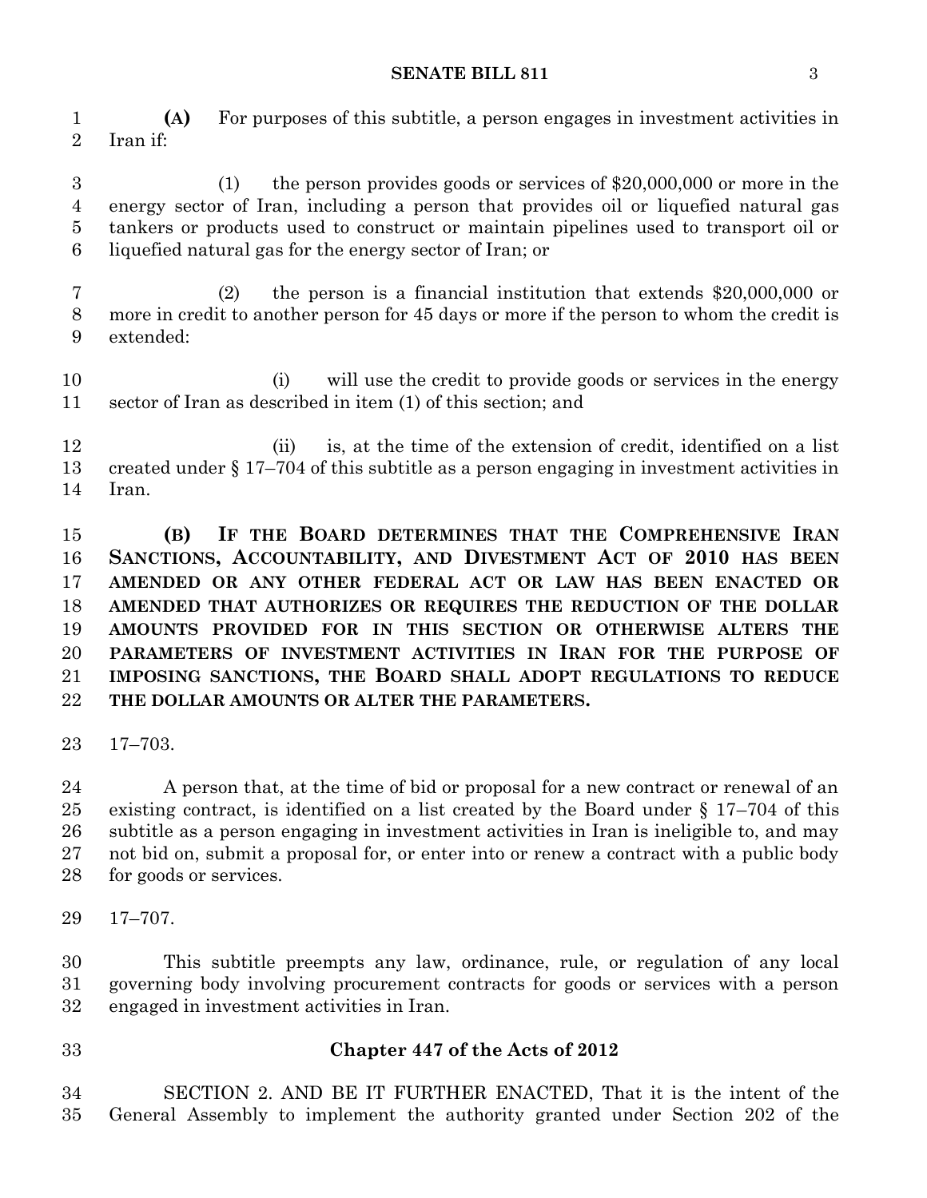**(A)** For purposes of this subtitle, a person engages in investment activities in Iran if:

(1) the person provides goods or services of $20,000,000 or more in the energy sector of Iran, including a person that provides oil or liquefied natural gas tankers or products used to construct or maintain pipelines used to transport oil or liquefied natural gas for the energy sector of Iran; or

(2) the person is a financial institution that extends $20,000,000 or more in credit to another person for 45 days or more if the person to whom the credit is extended:

(i) will use the credit to provide goods or services in the energy sector of Iran as described in item (1) of this section; and

(ii) is, at the time of the extension of credit, identified on a list created under § 17–704 of this subtitle as a person engaging in investment activities in Iran.

**(B) IF THE BOARD DETERMINES THAT THE COMPREHENSIVE IRAN SANCTIONS, ACCOUNTABILITY, AND DIVESTMENT ACT OF 2010 HAS BEEN AMENDED OR ANY OTHER FEDERAL ACT OR LAW HAS BEEN ENACTED OR AMENDED THAT AUTHORIZES OR REQUIRES THE REDUCTION OF THE DOLLAR AMOUNTS PROVIDED FOR IN THIS SECTION OR OTHERWISE ALTERS THE PARAMETERS OF INVESTMENT ACTIVITIES IN IRAN FOR THE PURPOSE OF IMPOSING SANCTIONS, THE BOARD SHALL ADOPT REGULATIONS TO REDUCE THE DOLLAR AMOUNTS OR ALTER THE PARAMETERS.**

17–703.

A person that, at the time of bid or proposal for a new contract or renewal of an existing contract, is identified on a list created by the Board under § 17–704 of this subtitle as a person engaging in investment activities in Iran is ineligible to, and may not bid on, submit a proposal for, or enter into or renew a contract with a public body for goods or services.

17–707.

This subtitle preempts any law, ordinance, rule, or regulation of any local governing body involving procurement contracts for goods or services with a person engaged in investment activities in Iran.

## Chapter 447 of the Acts of 2012

SECTION 2. AND BE IT FURTHER ENACTED, That it is the intent of the General Assembly to implement the authority granted under Section 202 of the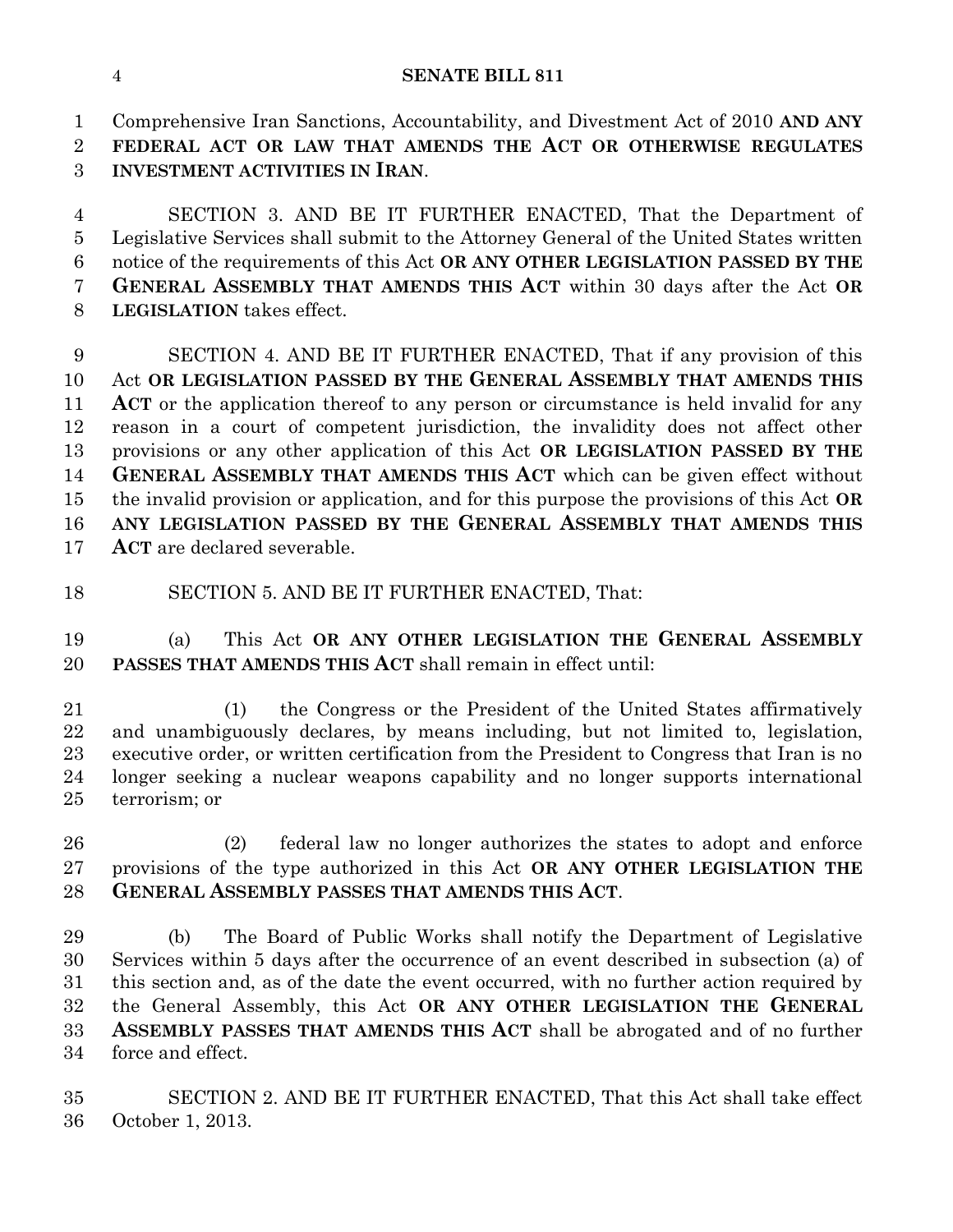Comprehensive Iran Sanctions, Accountability, and Divestment Act of 2010 **AND ANY FEDERAL ACT OR LAW THAT AMENDS THE ACT OR OTHERWISE REGULATES INVESTMENT ACTIVITIES IN IRAN**.

SECTION 3. AND BE IT FURTHER ENACTED, That the Department of Legislative Services shall submit to the Attorney General of the United States written notice of the requirements of this Act **OR ANY OTHER LEGISLATION PASSED BY THE GENERAL ASSEMBLY THAT AMENDS THIS ACT** within 30 days after the Act **OR LEGISLATION** takes effect.

SECTION 4. AND BE IT FURTHER ENACTED, That if any provision of this Act **OR LEGISLATION PASSED BY THE GENERAL ASSEMBLY THAT AMENDS THIS ACT** or the application thereof to any person or circumstance is held invalid for any reason in a court of competent jurisdiction, the invalidity does not affect other provisions or any other application of this Act **OR LEGISLATION PASSED BY THE GENERAL ASSEMBLY THAT AMENDS THIS ACT** which can be given effect without the invalid provision or application, and for this purpose the provisions of this Act **OR ANY LEGISLATION PASSED BY THE GENERAL ASSEMBLY THAT AMENDS THIS ACT** are declared severable.

SECTION 5. AND BE IT FURTHER ENACTED, That:

(a) This Act **OR ANY OTHER LEGISLATION THE GENERAL ASSEMBLY PASSES THAT AMENDS THIS ACT** shall remain in effect until:

(1) the Congress or the President of the United States affirmatively and unambiguously declares, by means including, but not limited to, legislation, executive order, or written certification from the President to Congress that Iran is no longer seeking a nuclear weapons capability and no longer supports international terrorism; or

(2) federal law no longer authorizes the states to adopt and enforce provisions of the type authorized in this Act **OR ANY OTHER LEGISLATION THE GENERAL ASSEMBLY PASSES THAT AMENDS THIS ACT**.

(b) The Board of Public Works shall notify the Department of Legislative Services within 5 days after the occurrence of an event described in subsection (a) of this section and, as of the date the event occurred, with no further action required by the General Assembly, this Act **OR ANY OTHER LEGISLATION THE GENERAL ASSEMBLY PASSES THAT AMENDS THIS ACT** shall be abrogated and of no further force and effect.

SECTION 2. AND BE IT FURTHER ENACTED, That this Act shall take effect October 1, 2013.